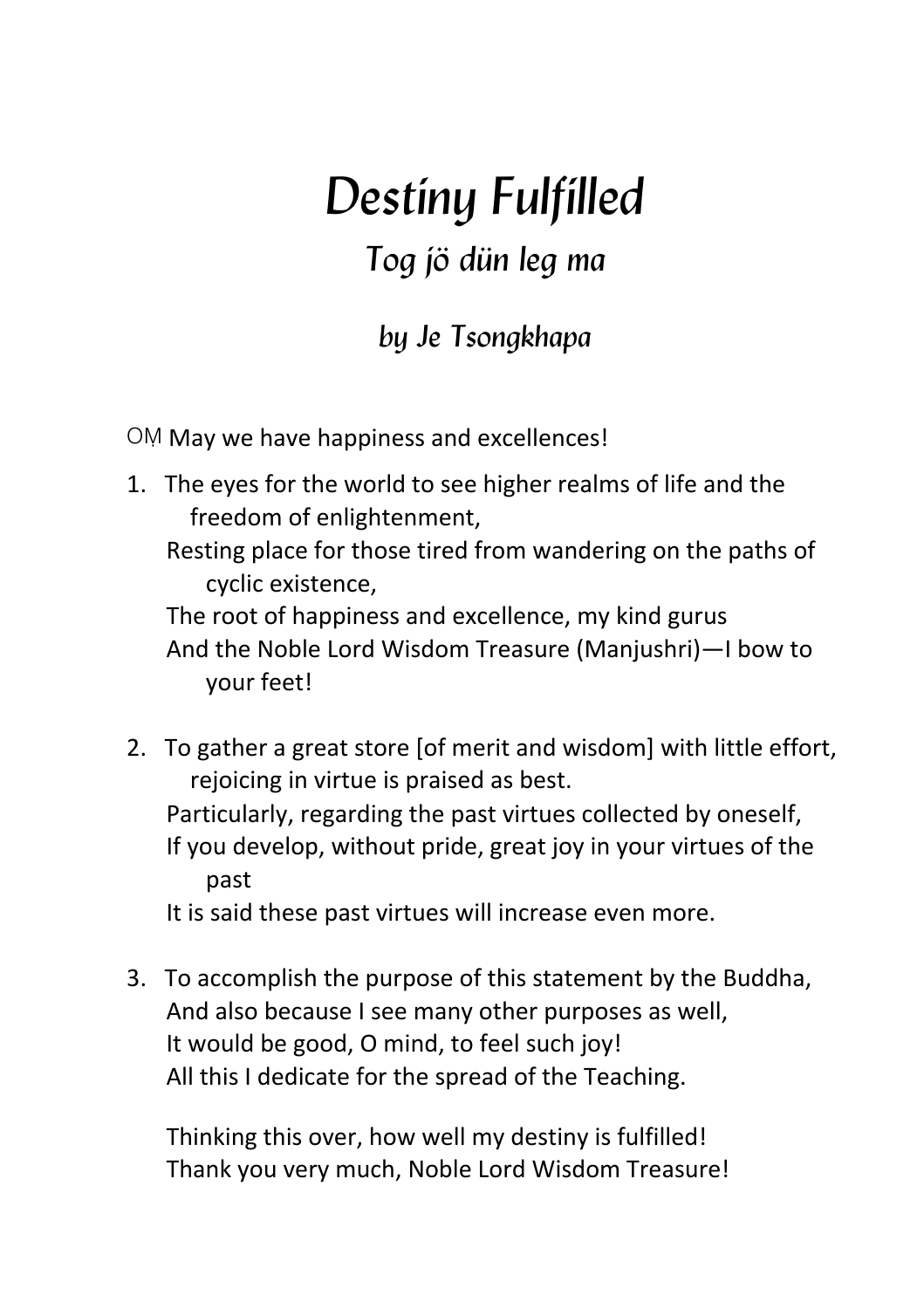# *Destiny Fulfilled*

## *Tog jö dün leg ma*

### *by Je Tsongkhapa*

OṂ May we have happiness and excellences!

1. The eyes for the world to see higher realms of life and the freedom of enlightenment,
   Resting place for those tired from wandering on the paths of cyclic existence,
   The root of happiness and excellence, my kind gurus
   And the Noble Lord Wisdom Treasure (Manjushri)—I bow to your feet!

2. To gather a great store [of merit and wisdom] with little effort, rejoicing in virtue is praised as best.
   Particularly, regarding the past virtues collected by oneself,
   If you develop, without pride, great joy in your virtues of the past
   It is said these past virtues will increase even more.

3. To accomplish the purpose of this statement by the Buddha,
   And also because I see many other purposes as well,
   It would be good, O mind, to feel such joy!
   All this I dedicate for the spread of the Teaching.

   Thinking this over, how well my destiny is fulfilled!
   Thank you very much, Noble Lord Wisdom Treasure!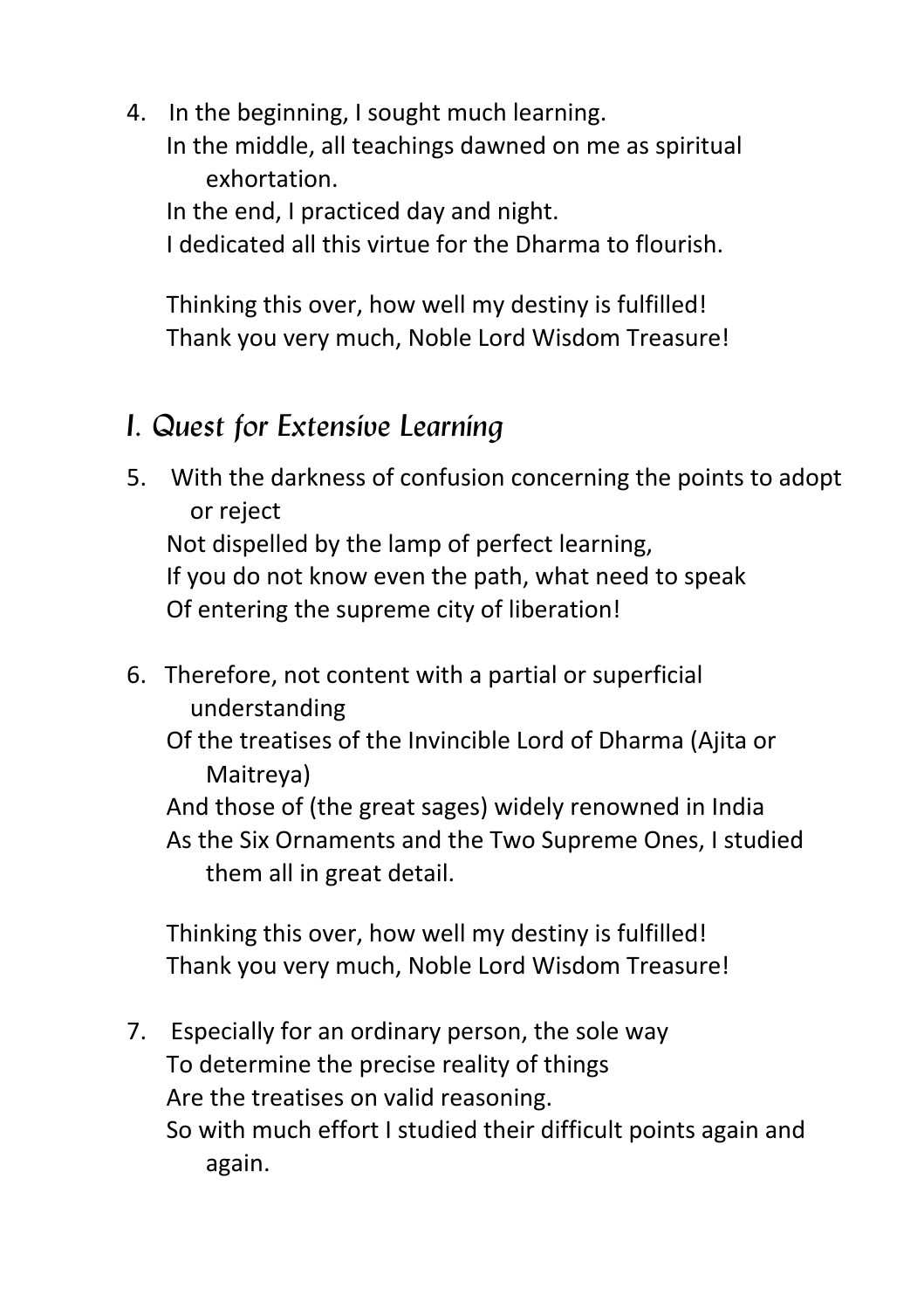4. In the beginning, I sought much learning.
   In the middle, all teachings dawned on me as spiritual exhortation.
   In the end, I practiced day and night.
   I dedicated all this virtue for the Dharma to flourish.

   Thinking this over, how well my destiny is fulfilled!
   Thank you very much, Noble Lord Wisdom Treasure!

## I. Quest for Extensive Learning

5. With the darkness of confusion concerning the points to adopt or reject
   Not dispelled by the lamp of perfect learning,
   If you do not know even the path, what need to speak
   Of entering the supreme city of liberation!

6. Therefore, not content with a partial or superficial understanding
   Of the treatises of the Invincible Lord of Dharma (Ajita or Maitreya)
   And those of (the great sages) widely renowned in India
   As the Six Ornaments and the Two Supreme Ones, I studied them all in great detail.

   Thinking this over, how well my destiny is fulfilled!
   Thank you very much, Noble Lord Wisdom Treasure!

7. Especially for an ordinary person, the sole way
   To determine the precise reality of things
   Are the treatises on valid reasoning.
   So with much effort I studied their difficult points again and again.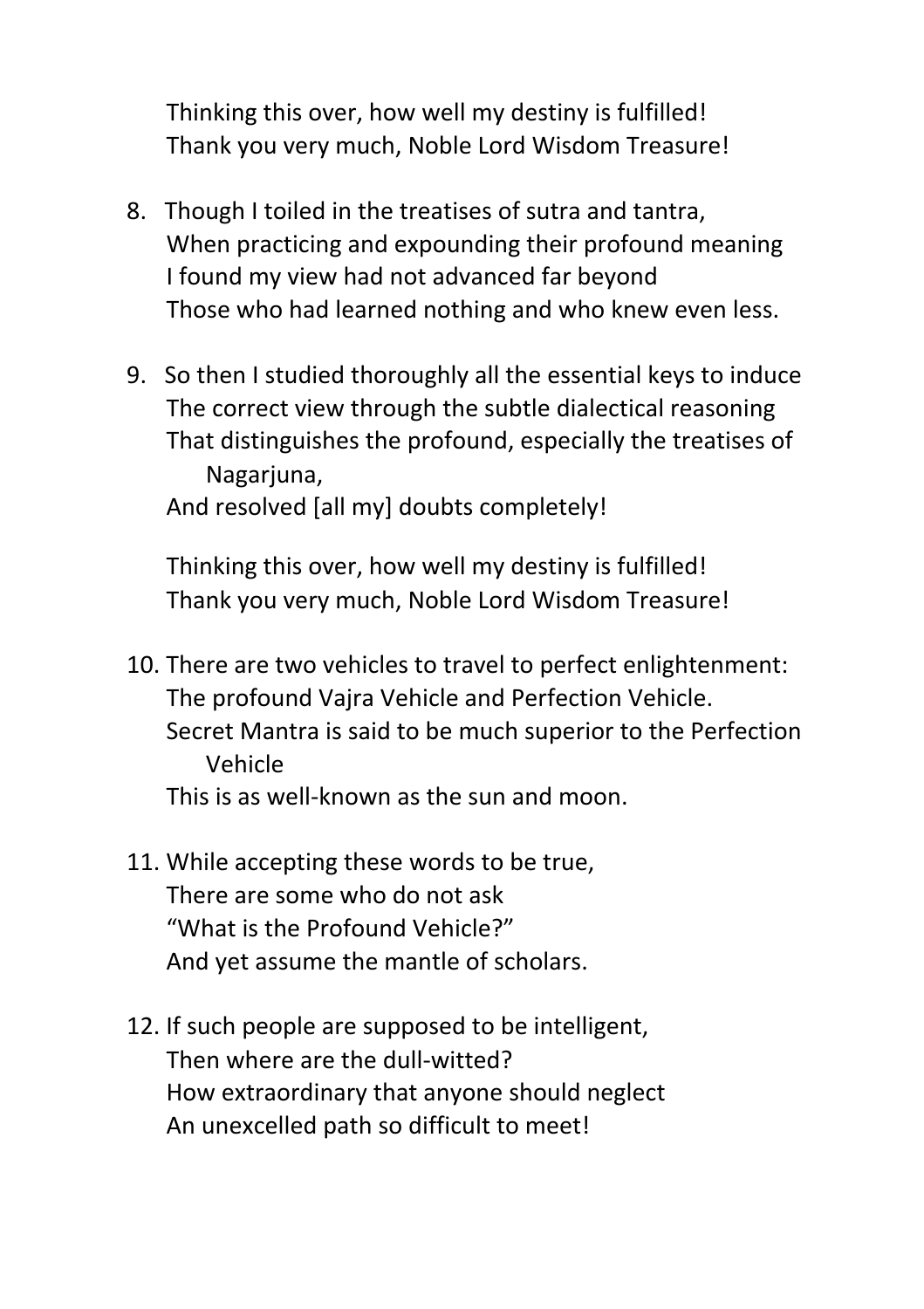Thinking this over, how well my destiny is fulfilled!
Thank you very much, Noble Lord Wisdom Treasure!

8. Though I toiled in the treatises of sutra and tantra,
   When practicing and expounding their profound meaning
   I found my view had not advanced far beyond
   Those who had learned nothing and who knew even less.

9. So then I studied thoroughly all the essential keys to induce
   The correct view through the subtle dialectical reasoning
   That distinguishes the profound, especially the treatises of Nagarjuna,
   And resolved [all my] doubts completely!

   Thinking this over, how well my destiny is fulfilled!
   Thank you very much, Noble Lord Wisdom Treasure!

10. There are two vehicles to travel to perfect enlightenment:
    The profound Vajra Vehicle and Perfection Vehicle.
    Secret Mantra is said to be much superior to the Perfection Vehicle
    This is as well-known as the sun and moon.

11. While accepting these words to be true,
    There are some who do not ask
    "What is the Profound Vehicle?"
    And yet assume the mantle of scholars.

12. If such people are supposed to be intelligent,
    Then where are the dull-witted?
    How extraordinary that anyone should neglect
    An unexcelled path so difficult to meet!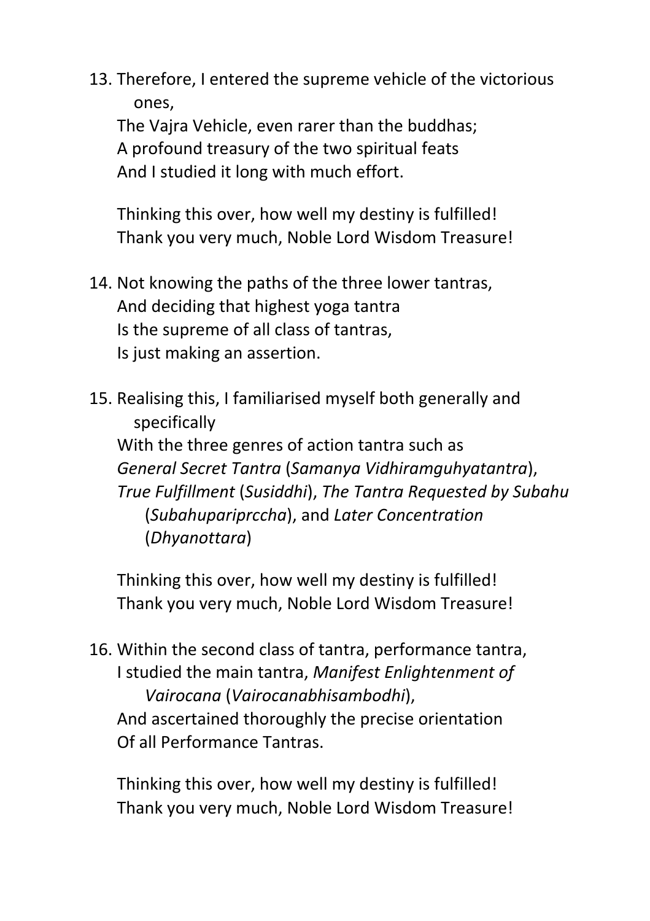13. Therefore, I entered the supreme vehicle of the victorious ones,
    The Vajra Vehicle, even rarer than the buddhas;
    A profound treasury of the two spiritual feats
    And I studied it long with much effort.

    Thinking this over, how well my destiny is fulfilled!
    Thank you very much, Noble Lord Wisdom Treasure!

14. Not knowing the paths of the three lower tantras,
    And deciding that highest yoga tantra
    Is the supreme of all class of tantras,
    Is just making an assertion.

15. Realising this, I familiarised myself both generally and specifically
    With the three genres of action tantra such as
    *General Secret Tantra* (*Samanya Vidhiramguhyatantra*),
    *True Fulfillment* (*Susiddhi*), *The Tantra Requested by Subahu* (*Subahupariprccha*), and *Later Concentration* (*Dhyanottara*)

    Thinking this over, how well my destiny is fulfilled!
    Thank you very much, Noble Lord Wisdom Treasure!

16. Within the second class of tantra, performance tantra,
    I studied the main tantra, *Manifest Enlightenment of Vairocana* (*Vairocanabhisambodhi*),
    And ascertained thoroughly the precise orientation
    Of all Performance Tantras.

    Thinking this over, how well my destiny is fulfilled!
    Thank you very much, Noble Lord Wisdom Treasure!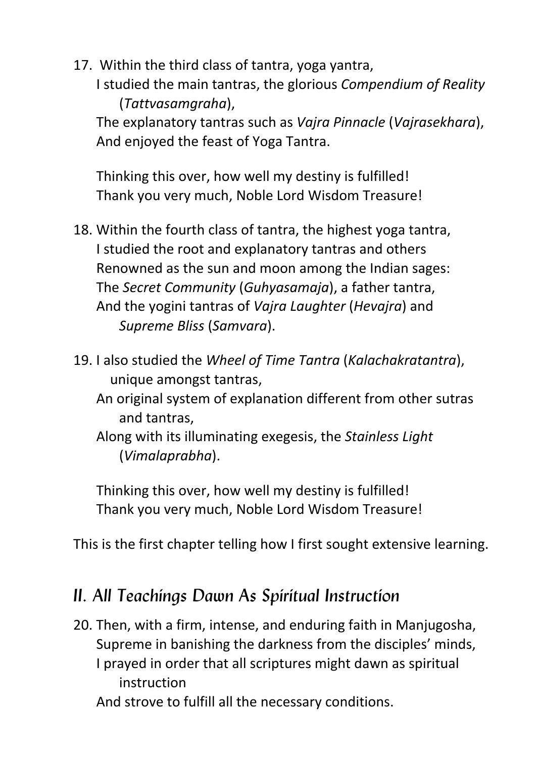17. Within the third class of tantra, yoga yantra,
    I studied the main tantras, the glorious *Compendium of Reality* (*Tattvasamgraha*),
    The explanatory tantras such as *Vajra Pinnacle* (*Vajrasekhara*),
    And enjoyed the feast of Yoga Tantra.

    Thinking this over, how well my destiny is fulfilled!
    Thank you very much, Noble Lord Wisdom Treasure!

18. Within the fourth class of tantra, the highest yoga tantra,
    I studied the root and explanatory tantras and others
    Renowned as the sun and moon among the Indian sages:
    The *Secret Community* (*Guhyasamaja*), a father tantra,
    And the yogini tantras of *Vajra Laughter* (*Hevajra*) and *Supreme Bliss* (*Samvara*).

19. I also studied the *Wheel of Time Tantra* (*Kalachakratantra*), unique amongst tantras,
    An original system of explanation different from other sutras and tantras,
    Along with its illuminating exegesis, the *Stainless Light* (*Vimalaprabha*).

    Thinking this over, how well my destiny is fulfilled!
    Thank you very much, Noble Lord Wisdom Treasure!

This is the first chapter telling how I first sought extensive learning.

## II. All Teachings Dawn As Spiritual Instruction

20. Then, with a firm, intense, and enduring faith in Manjugosha,
    Supreme in banishing the darkness from the disciples' minds,
    I prayed in order that all scriptures might dawn as spiritual instruction
    And strove to fulfill all the necessary conditions.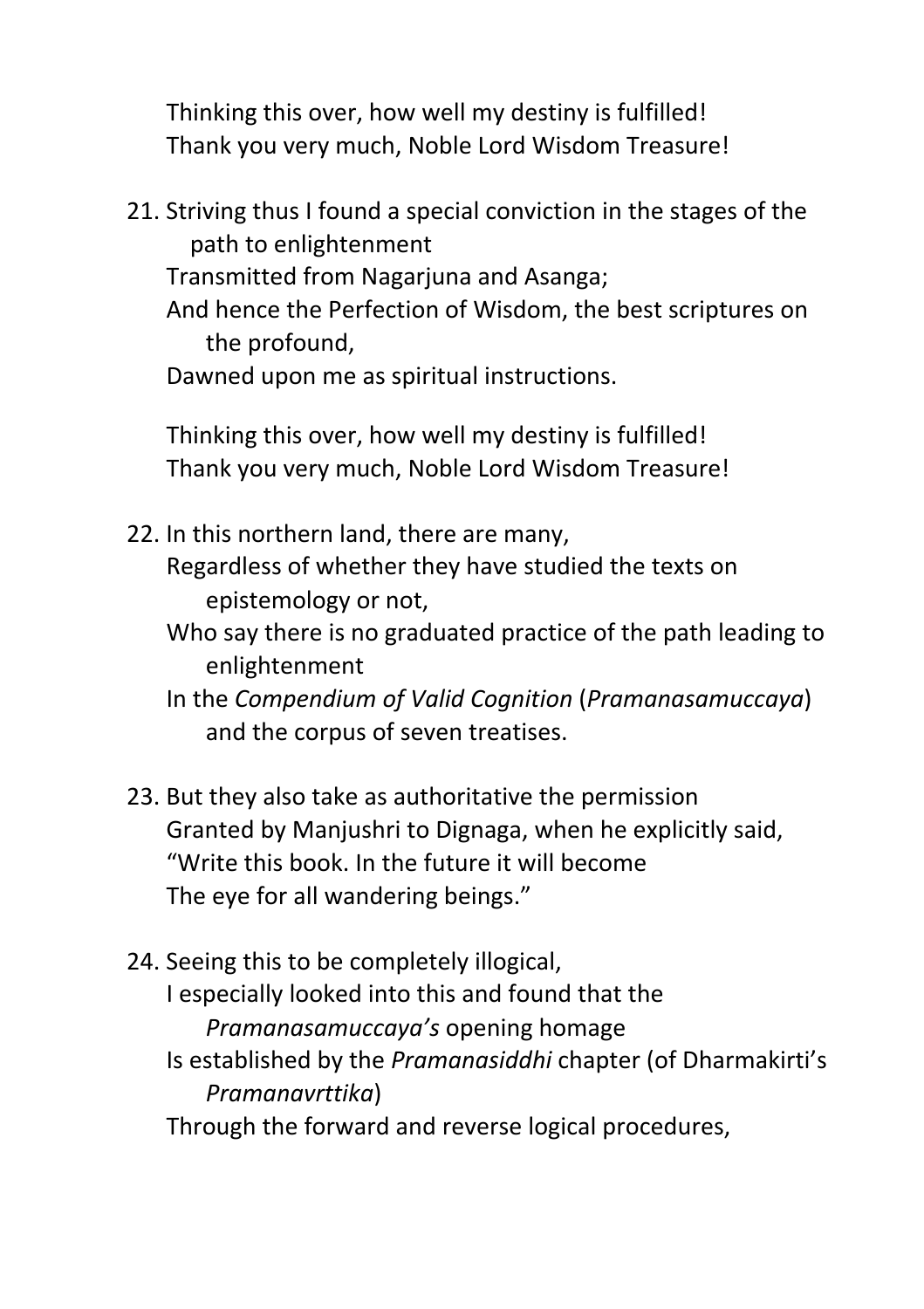Thinking this over, how well my destiny is fulfilled!
Thank you very much, Noble Lord Wisdom Treasure!

21. Striving thus I found a special conviction in the stages of the path to enlightenment
    Transmitted from Nagarjuna and Asanga;
    And hence the Perfection of Wisdom, the best scriptures on the profound,
    Dawned upon me as spiritual instructions.

    Thinking this over, how well my destiny is fulfilled!
    Thank you very much, Noble Lord Wisdom Treasure!

22. In this northern land, there are many,
    Regardless of whether they have studied the texts on epistemology or not,
    Who say there is no graduated practice of the path leading to enlightenment
    In the *Compendium of Valid Cognition* (*Pramanasamuccaya*) and the corpus of seven treatises.

23. But they also take as authoritative the permission
    Granted by Manjushri to Dignaga, when he explicitly said,
    "Write this book. In the future it will become
    The eye for all wandering beings."

24. Seeing this to be completely illogical,
    I especially looked into this and found that the *Pramanasamuccaya's* opening homage
    Is established by the *Pramanasiddhi* chapter (of Dharmakirti's *Pramanavrttika*)
    Through the forward and reverse logical procedures,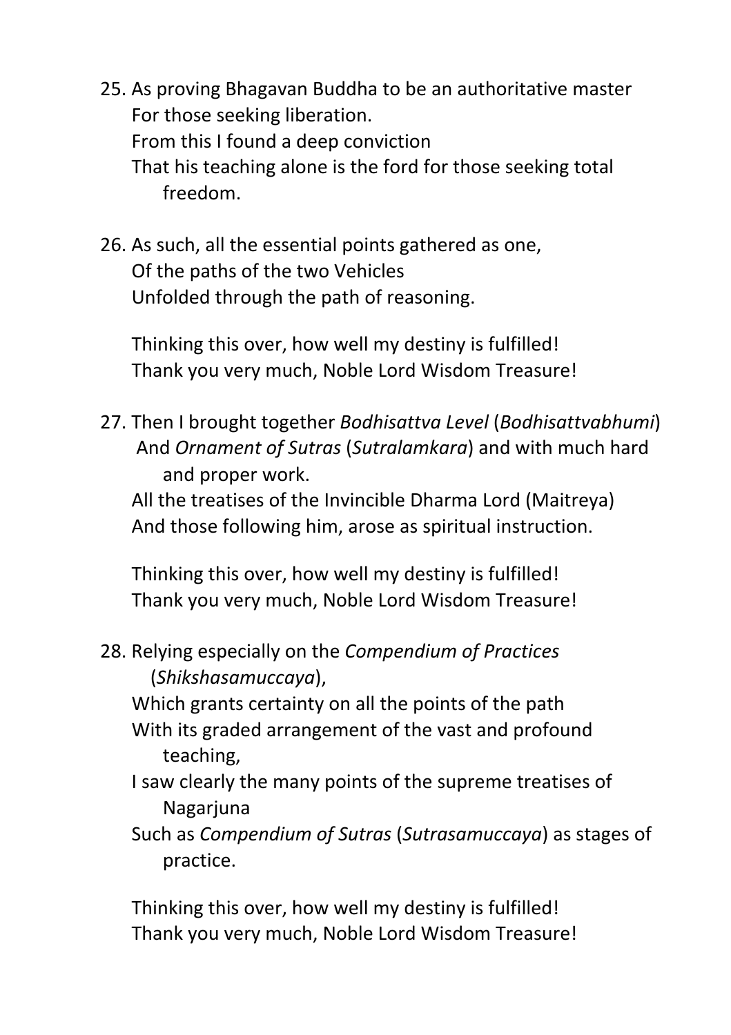25. As proving Bhagavan Buddha to be an authoritative master
    For those seeking liberation.
    From this I found a deep conviction
    That his teaching alone is the ford for those seeking total freedom.

26. As such, all the essential points gathered as one,
    Of the paths of the two Vehicles
    Unfolded through the path of reasoning.

    Thinking this over, how well my destiny is fulfilled!
    Thank you very much, Noble Lord Wisdom Treasure!

27. Then I brought together *Bodhisattva Level* (*Bodhisattvabhumi*)
    And *Ornament of Sutras* (*Sutralamkara*) and with much hard and proper work.
    All the treatises of the Invincible Dharma Lord (Maitreya)
    And those following him, arose as spiritual instruction.

    Thinking this over, how well my destiny is fulfilled!
    Thank you very much, Noble Lord Wisdom Treasure!

28. Relying especially on the *Compendium of Practices* (*Shikshasamuccaya*),
    Which grants certainty on all the points of the path
    With its graded arrangement of the vast and profound teaching,
    I saw clearly the many points of the supreme treatises of Nagarjuna
    Such as *Compendium of Sutras* (*Sutrasamuccaya*) as stages of practice.

    Thinking this over, how well my destiny is fulfilled!
    Thank you very much, Noble Lord Wisdom Treasure!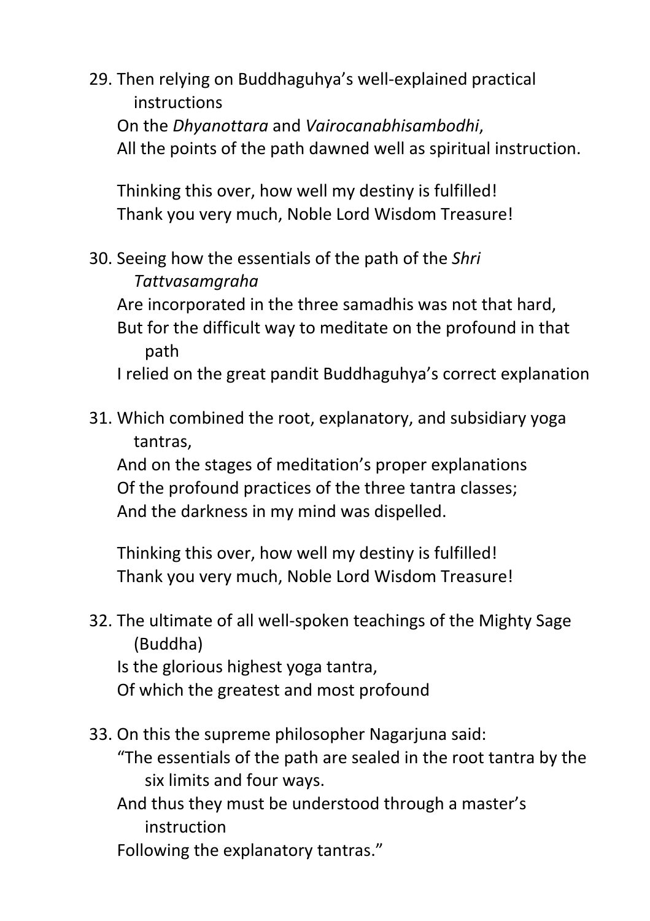29. Then relying on Buddhaguhya's well-explained practical instructions
    On the *Dhyanottara* and *Vairocanabhisambodhi*,
    All the points of the path dawned well as spiritual instruction.

    Thinking this over, how well my destiny is fulfilled!
    Thank you very much, Noble Lord Wisdom Treasure!

30. Seeing how the essentials of the path of the *Shri Tattvasamgraha*
    Are incorporated in the three samadhis was not that hard,
    But for the difficult way to meditate on the profound in that path
    I relied on the great pandit Buddhaguhya's correct explanation

31. Which combined the root, explanatory, and subsidiary yoga tantras,
    And on the stages of meditation's proper explanations
    Of the profound practices of the three tantra classes;
    And the darkness in my mind was dispelled.

    Thinking this over, how well my destiny is fulfilled!
    Thank you very much, Noble Lord Wisdom Treasure!

32. The ultimate of all well-spoken teachings of the Mighty Sage (Buddha)
    Is the glorious highest yoga tantra,
    Of which the greatest and most profound

33. On this the supreme philosopher Nagarjuna said:
    "The essentials of the path are sealed in the root tantra by the six limits and four ways.
    And thus they must be understood through a master's instruction
    Following the explanatory tantras."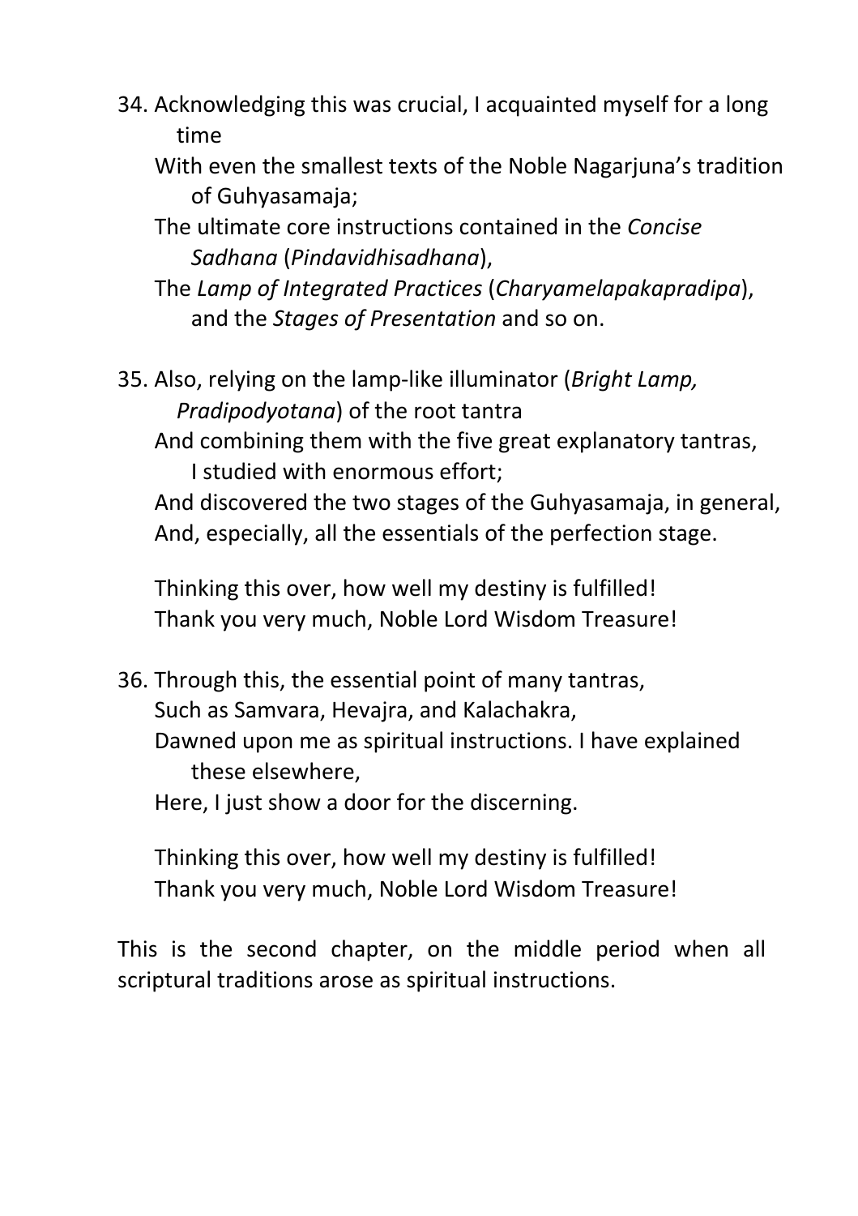34. Acknowledging this was crucial, I acquainted myself for a long time
    With even the smallest texts of the Noble Nagarjuna's tradition of Guhyasamaja;
    The ultimate core instructions contained in the *Concise Sadhana* (*Pindavidhisadhana*),
    The *Lamp of Integrated Practices* (*Charyamelapakapradipa*), and the *Stages of Presentation* and so on.

35. Also, relying on the lamp-like illuminator (*Bright Lamp, Pradipodyotana*) of the root tantra
    And combining them with the five great explanatory tantras, I studied with enormous effort;
    And discovered the two stages of the Guhyasamaja, in general,
    And, especially, all the essentials of the perfection stage.

    Thinking this over, how well my destiny is fulfilled!
    Thank you very much, Noble Lord Wisdom Treasure!

36. Through this, the essential point of many tantras,
    Such as Samvara, Hevajra, and Kalachakra,
    Dawned upon me as spiritual instructions. I have explained these elsewhere,
    Here, I just show a door for the discerning.

    Thinking this over, how well my destiny is fulfilled!
    Thank you very much, Noble Lord Wisdom Treasure!

This is the second chapter, on the middle period when all scriptural traditions arose as spiritual instructions.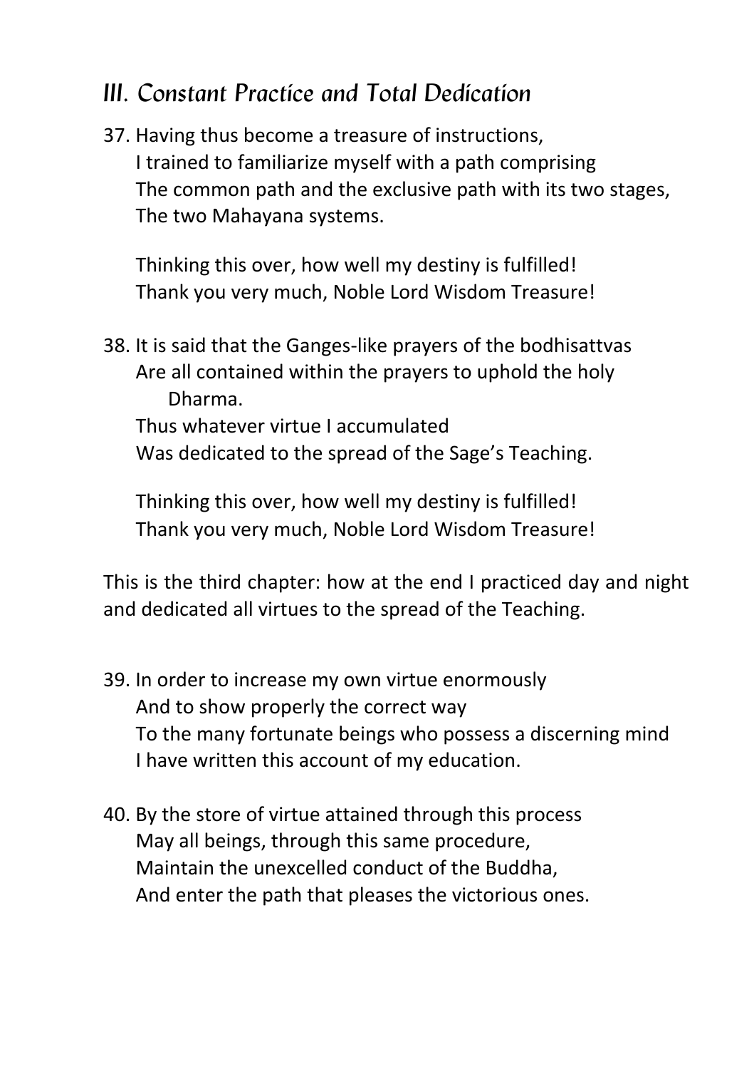## III. Constant Practice and Total Dedication

37. Having thus become a treasure of instructions,
    I trained to familiarize myself with a path comprising
    The common path and the exclusive path with its two stages,
    The two Mahayana systems.

    Thinking this over, how well my destiny is fulfilled!
    Thank you very much, Noble Lord Wisdom Treasure!

38. It is said that the Ganges-like prayers of the bodhisattvas
    Are all contained within the prayers to uphold the holy
    Dharma.
    Thus whatever virtue I accumulated
    Was dedicated to the spread of the Sage's Teaching.

    Thinking this over, how well my destiny is fulfilled!
    Thank you very much, Noble Lord Wisdom Treasure!

This is the third chapter: how at the end I practiced day and night and dedicated all virtues to the spread of the Teaching.

39. In order to increase my own virtue enormously
    And to show properly the correct way
    To the many fortunate beings who possess a discerning mind
    I have written this account of my education.

40. By the store of virtue attained through this process
    May all beings, through this same procedure,
    Maintain the unexcelled conduct of the Buddha,
    And enter the path that pleases the victorious ones.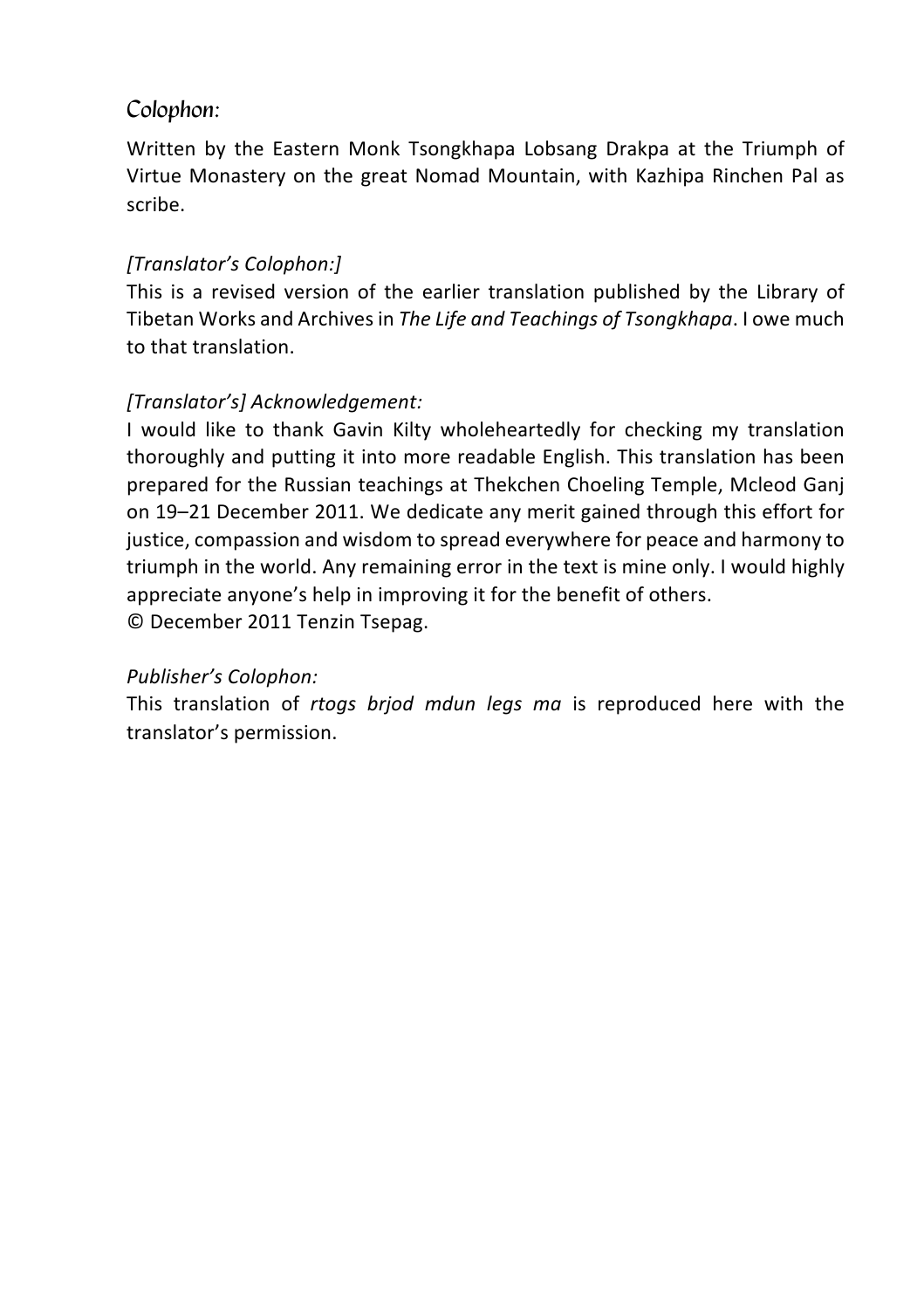## Colophon:

Written by the Eastern Monk Tsongkhapa Lobsang Drakpa at the Triumph of Virtue Monastery on the great Nomad Mountain, with Kazhipa Rinchen Pal as scribe.

*[Translator's Colophon:]*
This is a revised version of the earlier translation published by the Library of Tibetan Works and Archives in *The Life and Teachings of Tsongkhapa*. I owe much to that translation.

*[Translator's] Acknowledgement:*
I would like to thank Gavin Kilty wholeheartedly for checking my translation thoroughly and putting it into more readable English. This translation has been prepared for the Russian teachings at Thekchen Choeling Temple, Mcleod Ganj on 19–21 December 2011. We dedicate any merit gained through this effort for justice, compassion and wisdom to spread everywhere for peace and harmony to triumph in the world. Any remaining error in the text is mine only. I would highly appreciate anyone's help in improving it for the benefit of others.
© December 2011 Tenzin Tsepag.

*Publisher's Colophon:*
This translation of *rtogs brjod mdun legs ma* is reproduced here with the translator's permission.